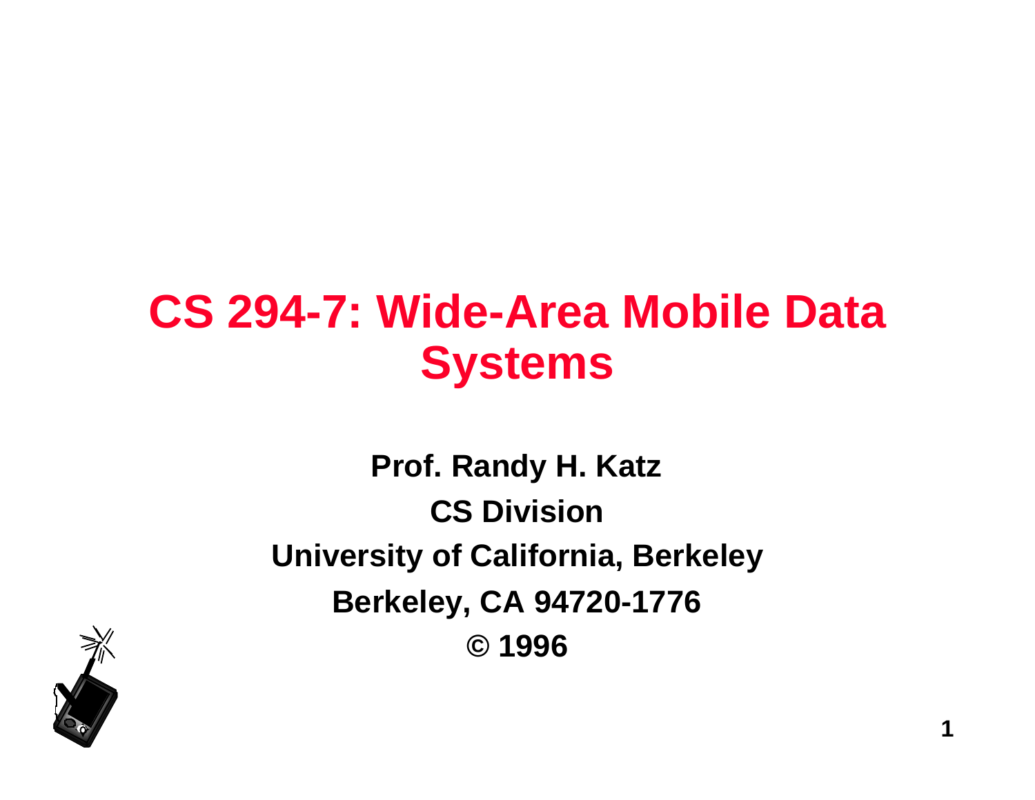# CS 294-7: Wide-Area Mobile Data Systems

**Prof. Randy H. Katz**

**CS Division**

**University of California, Berkeley**

**Berkeley, CA 94720-1776**

**© 1996**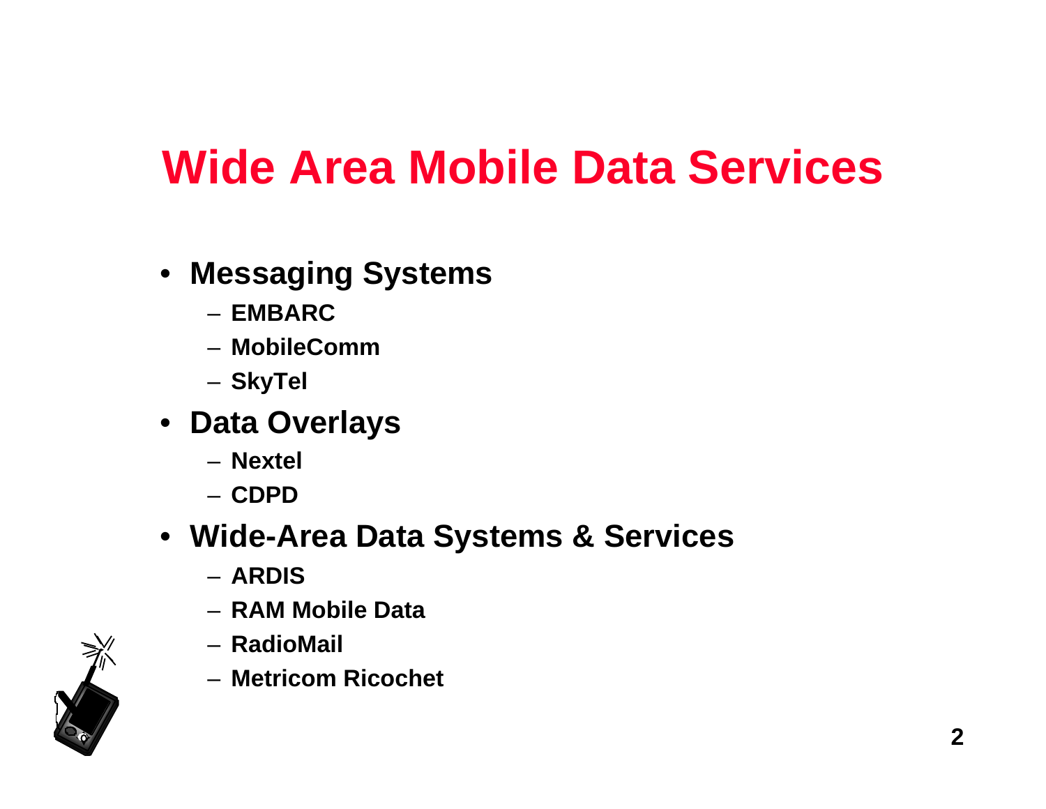# Wide Area Mobile Data Services

- **Messaging Systems**
  - **EMBARC**
  - **MobileComm**
  - **SkyTel**
- **Data Overlays**
  - **Nextel**
  - **CDPD**
- **Wide-Area Data Systems & Services**
  - **ARDIS**
  - **RAM Mobile Data**
  - **RadioMail**
  - **Metricom Ricochet**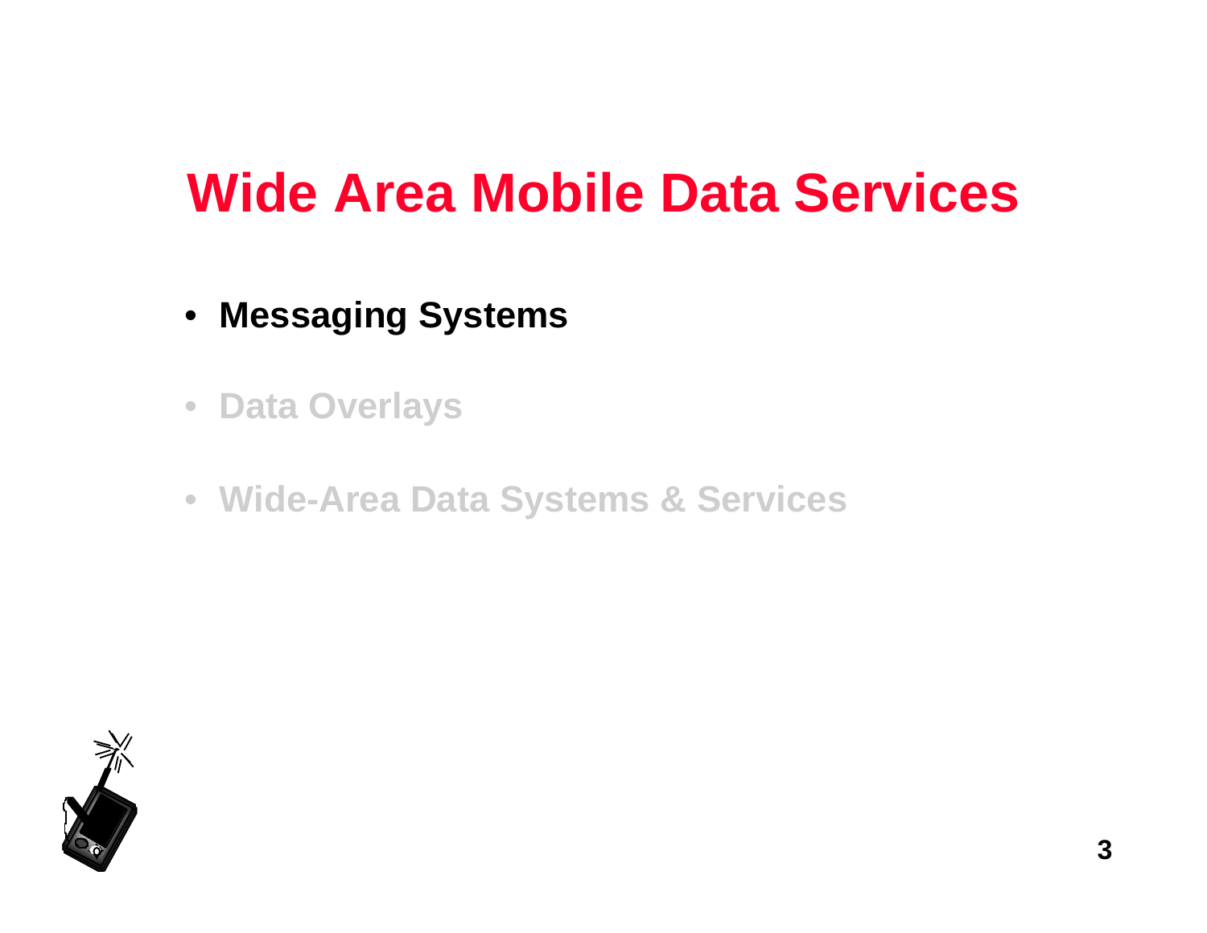# Wide Area Mobile Data Services

- **Messaging Systems**
- **Data Overlays**
- **Wide-Area Data Systems & Services**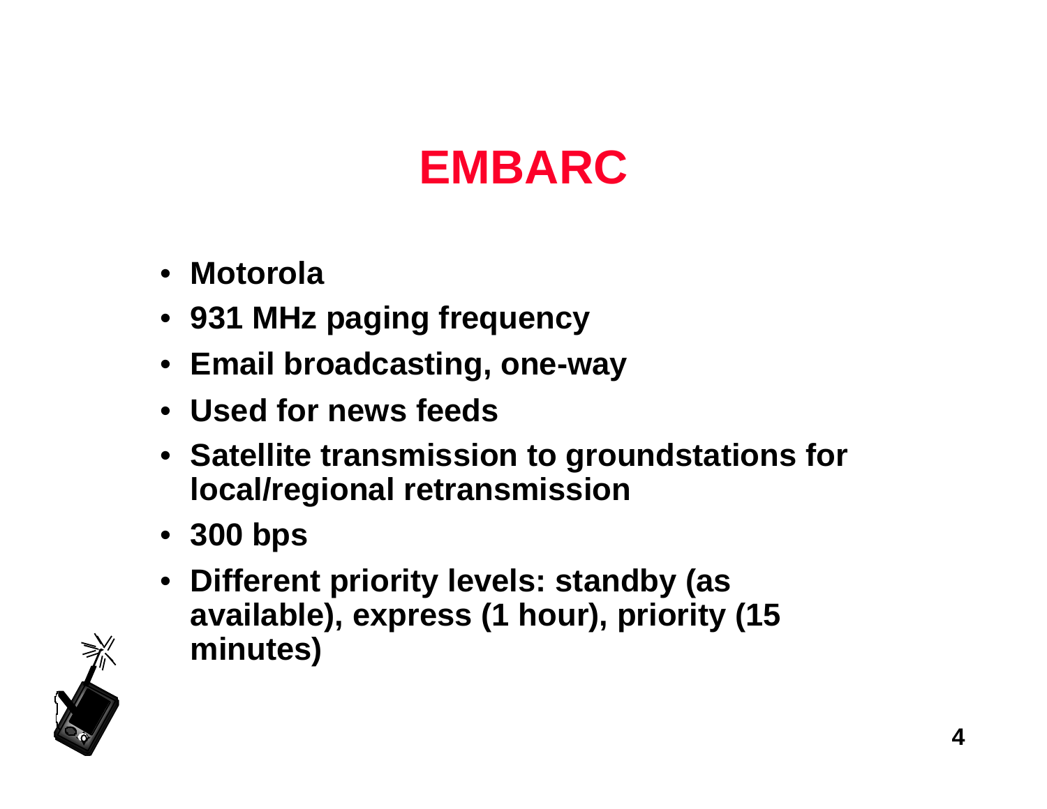# EMBARC

- **Motorola**
- **931 MHz paging frequency**
- **Email broadcasting, one-way**
- **Used for news feeds**
- **Satellite transmission to groundstations for local/regional retransmission**
- **300 bps**
- **Different priority levels: standby (as available), express (1 hour), priority (15 minutes)**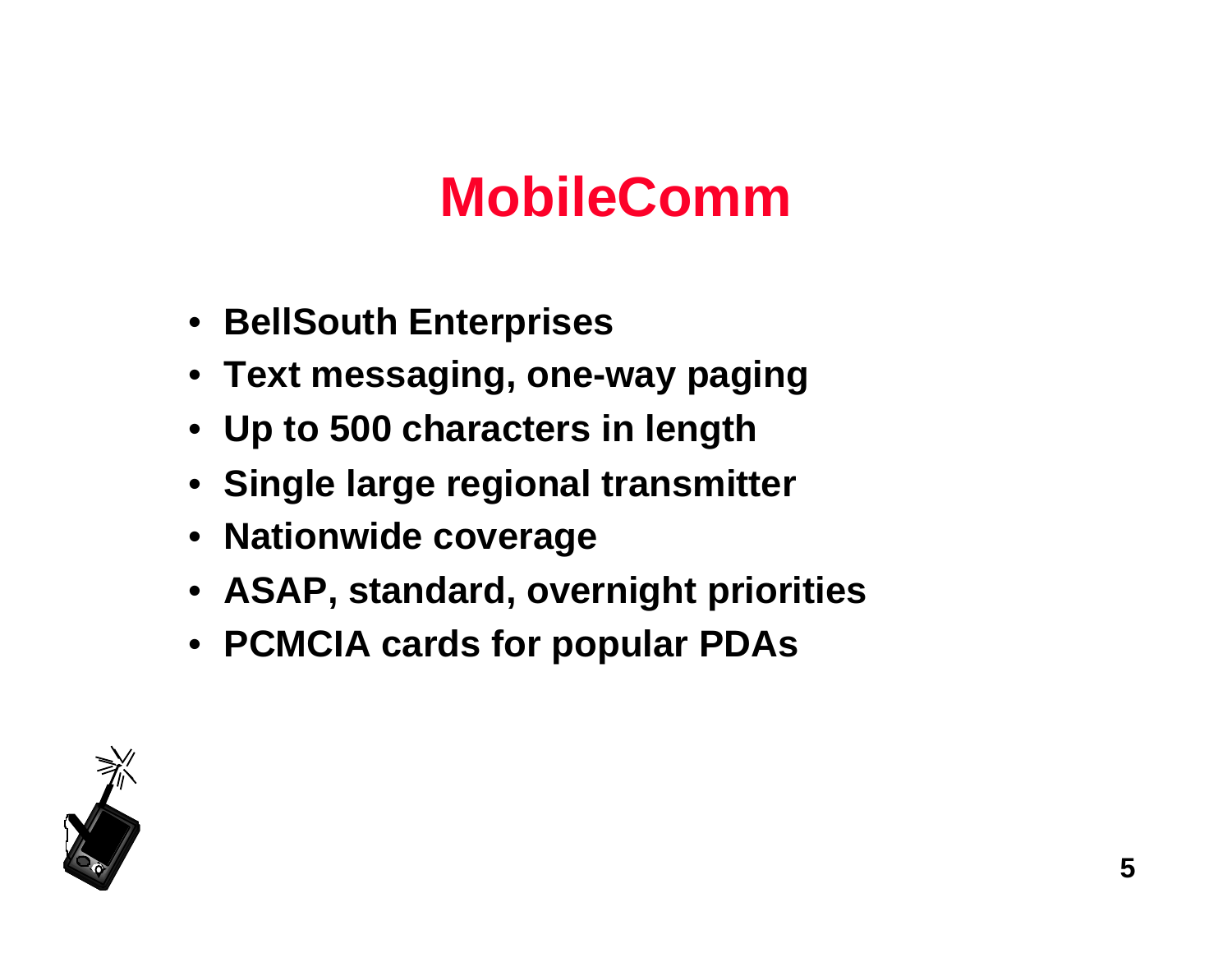# MobileComm

- BellSouth Enterprises
- Text messaging, one-way paging
- Up to 500 characters in length
- Single large regional transmitter
- Nationwide coverage
- ASAP, standard, overnight priorities
- PCMCIA cards for popular PDAs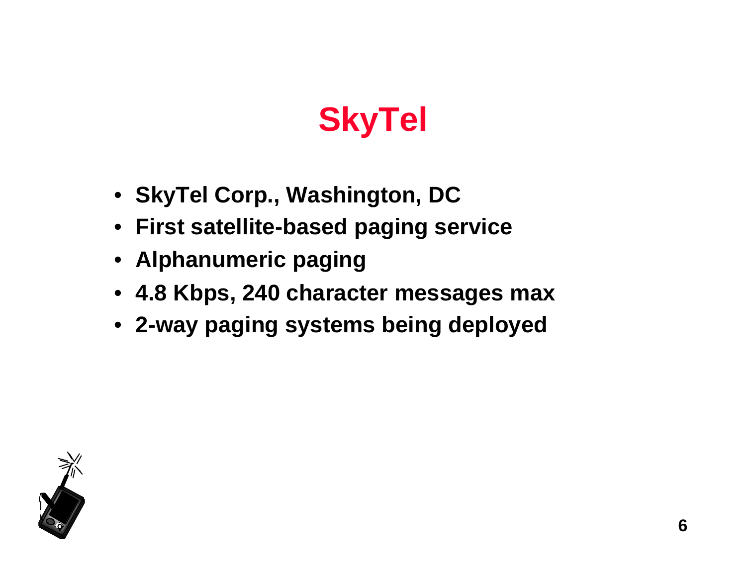# SkyTel

- SkyTel Corp., Washington, DC
- First satellite-based paging service
- Alphanumeric paging
- 4.8 Kbps, 240 character messages max
- 2-way paging systems being deployed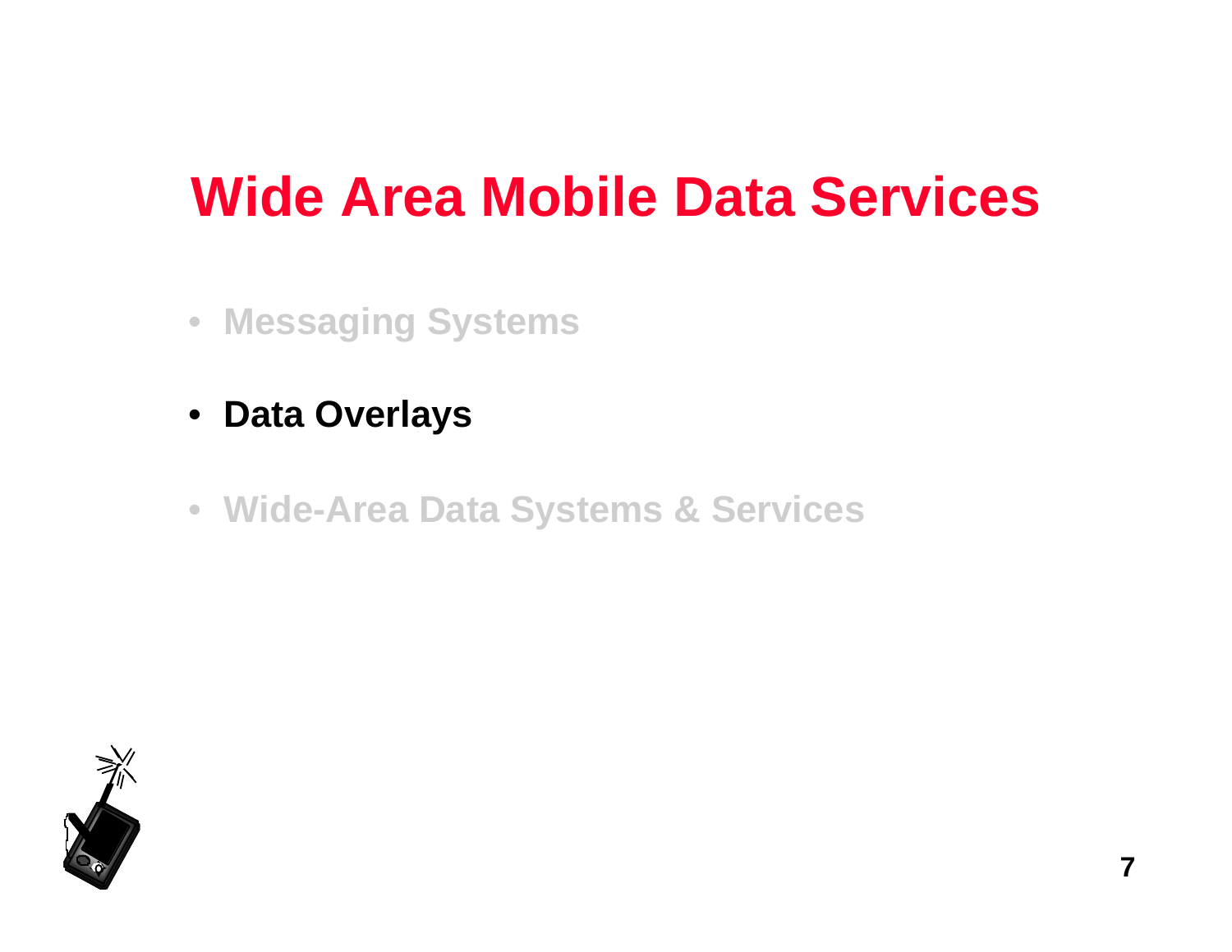# Wide Area Mobile Data Services

- Messaging Systems
- **Data Overlays**
- Wide-Area Data Systems & Services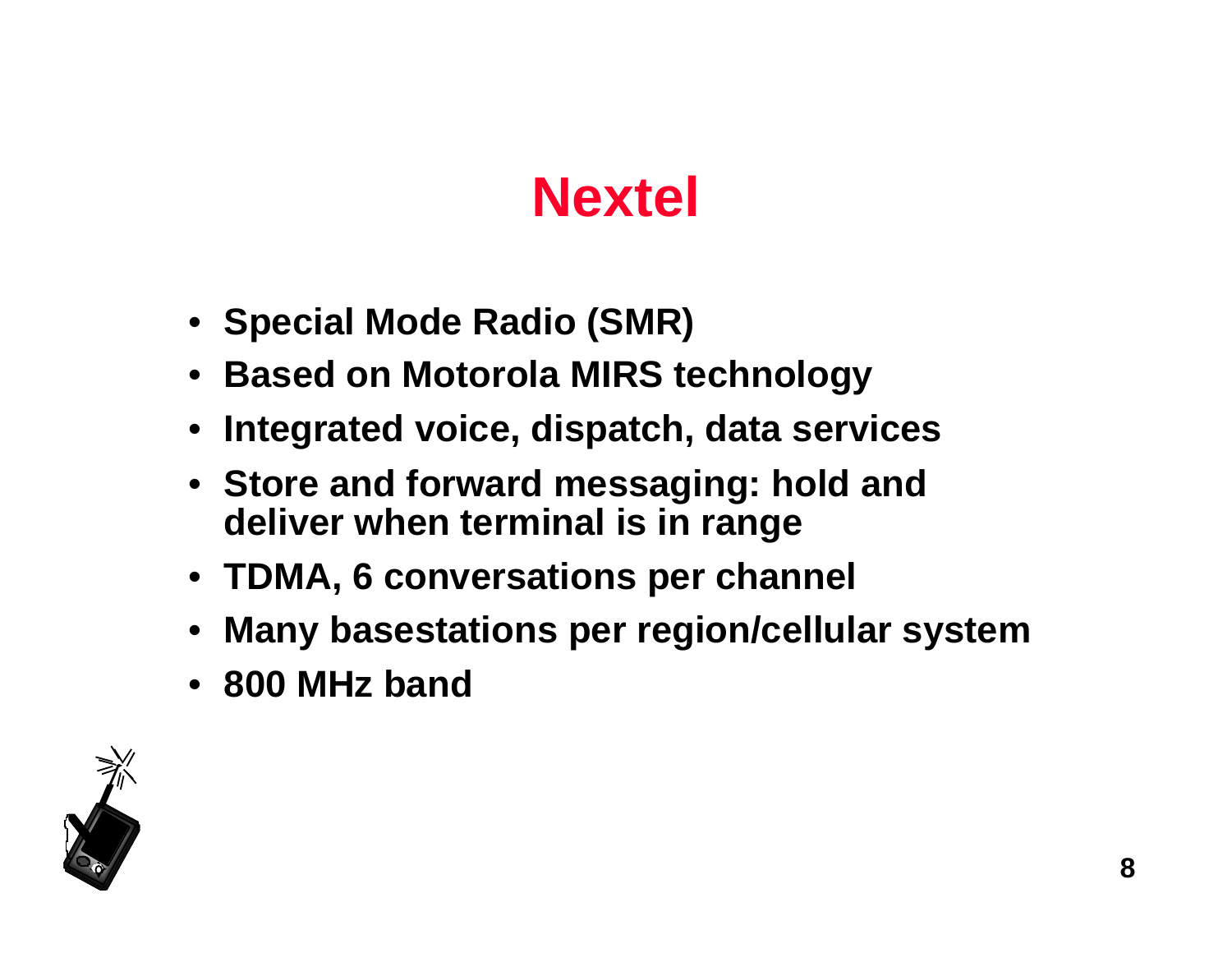# Nextel

- Special Mode Radio (SMR)
- Based on Motorola MIRS technology
- Integrated voice, dispatch, data services
- Store and forward messaging: hold and deliver when terminal is in range
- TDMA, 6 conversations per channel
- Many basestations per region/cellular system
- 800 MHz band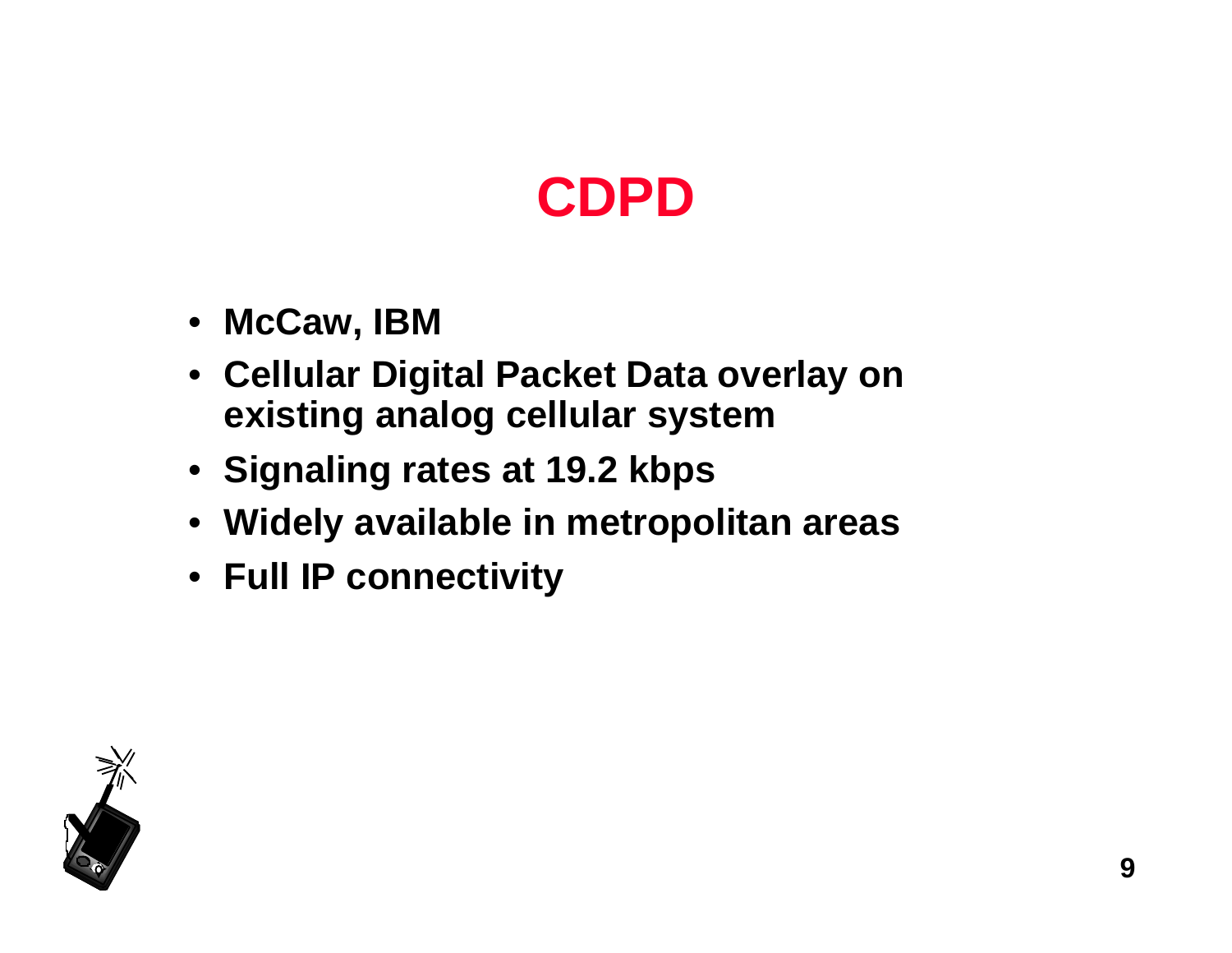# CDPD

- McCaw, IBM
- Cellular Digital Packet Data overlay on existing analog cellular system
- Signaling rates at 19.2 kbps
- Widely available in metropolitan areas
- Full IP connectivity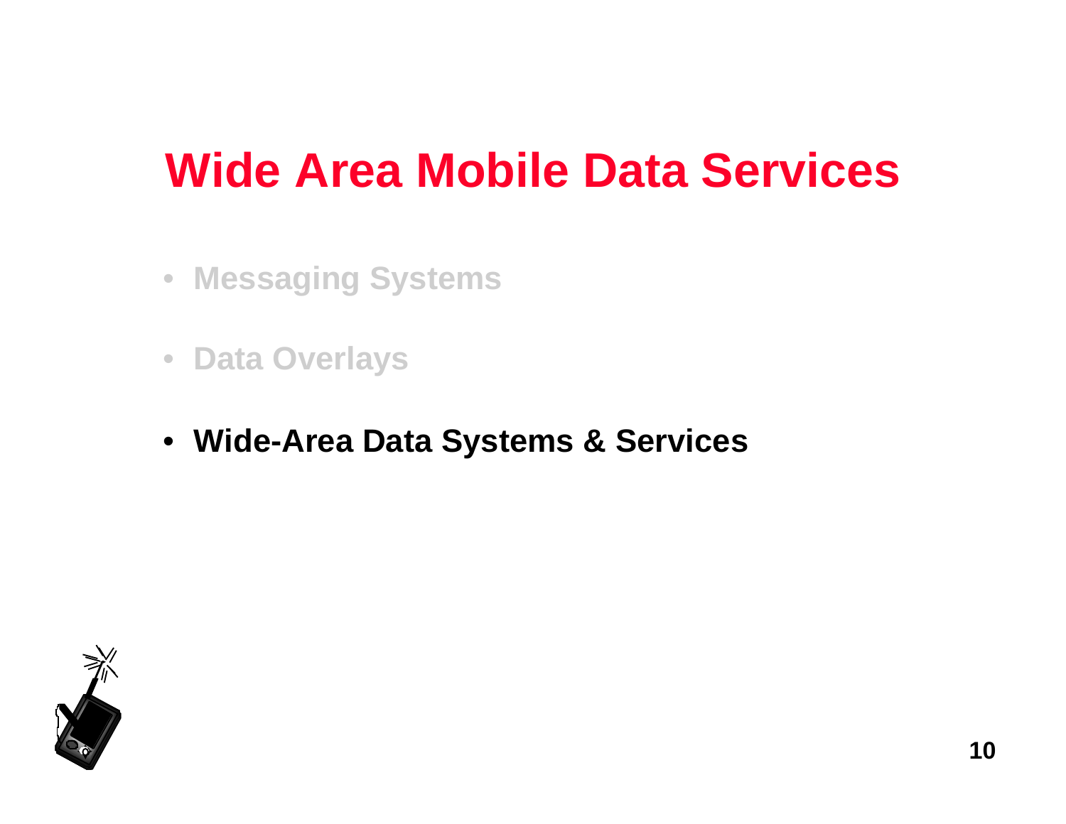# Wide Area Mobile Data Services

- Messaging Systems
- Data Overlays
- **Wide-Area Data Systems & Services**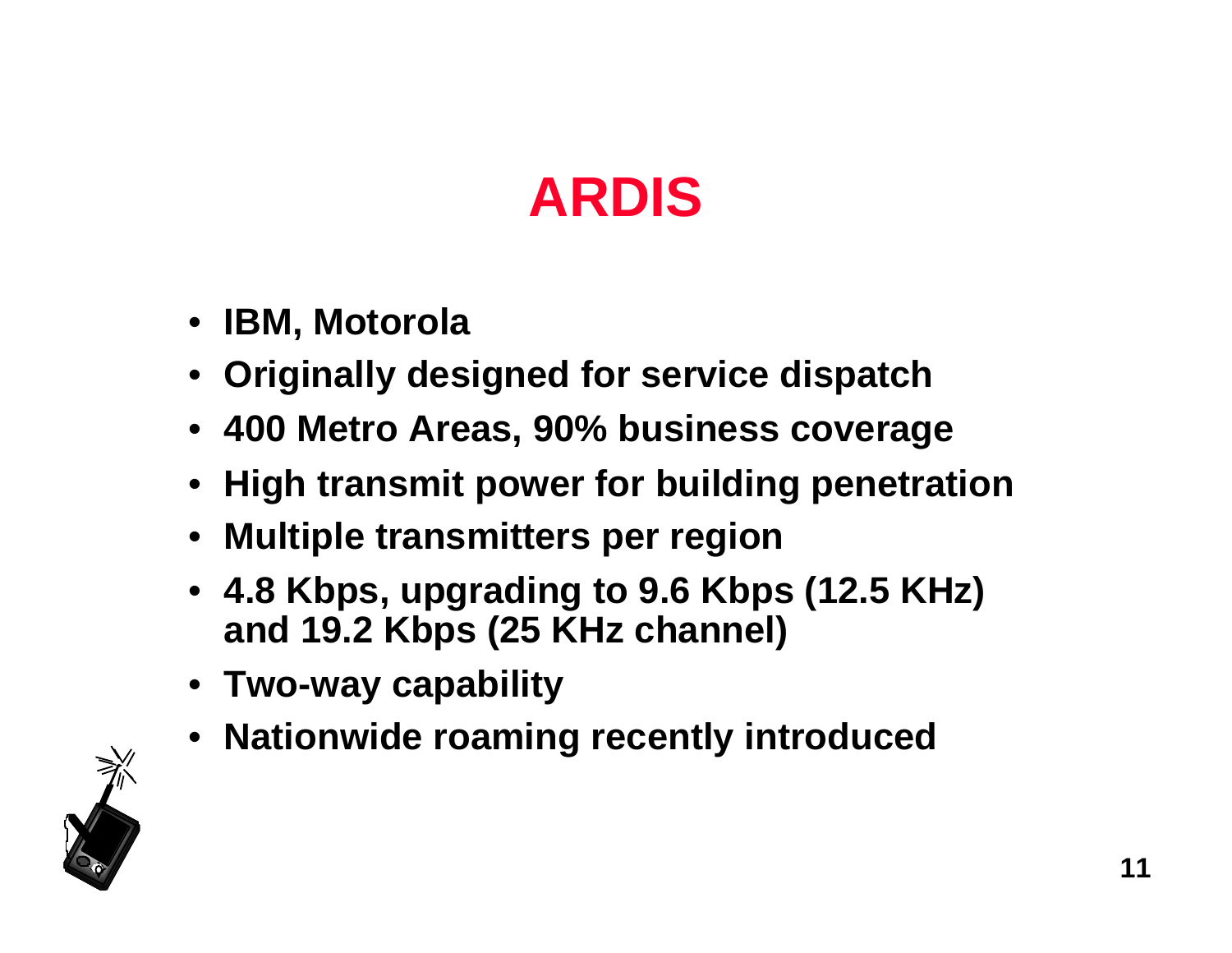# ARDIS

- IBM, Motorola
- Originally designed for service dispatch
- 400 Metro Areas, 90% business coverage
- High transmit power for building penetration
- Multiple transmitters per region
- 4.8 Kbps, upgrading to 9.6 Kbps (12.5 KHz) and 19.2 Kbps (25 KHz channel)
- Two-way capability
- Nationwide roaming recently introduced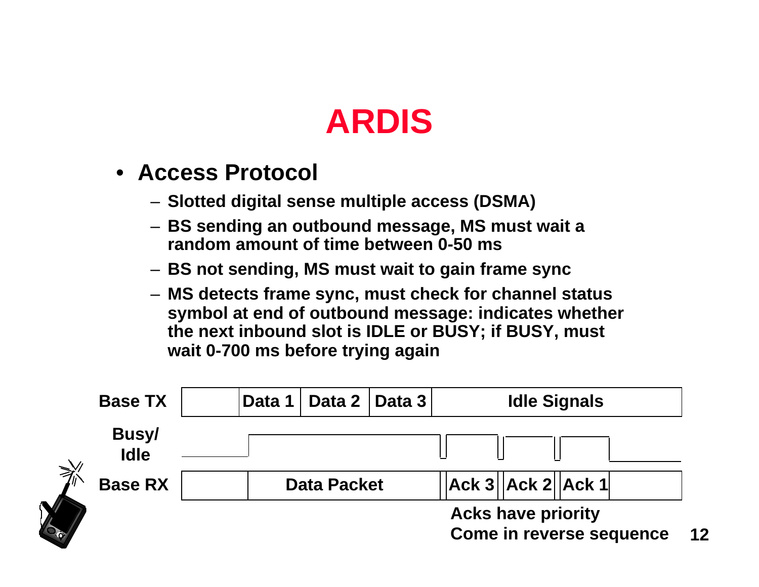# ARDIS

- **Access Protocol**
  - Slotted digital sense multiple access (DSMA)
  - BS sending an outbound message, MS must wait a random amount of time between 0-50 ms
  - BS not sending, MS must wait to gain frame sync
  - MS detects frame sync, must check for channel status symbol at end of outbound message: indicates whether the next inbound slot is IDLE or BUSY; if BUSY, must wait 0-700 ms before trying again

| Base TX | | Data 1 | Data 2 | Data 3 | Idle Signals |
|---|---|---|---|---|---|
| Busy/ Idle | | | | | |
| Base RX | | Data Packet | Ack 3 | Ack 2 | Ack 1 |

Acks have priority
Come in reverse sequence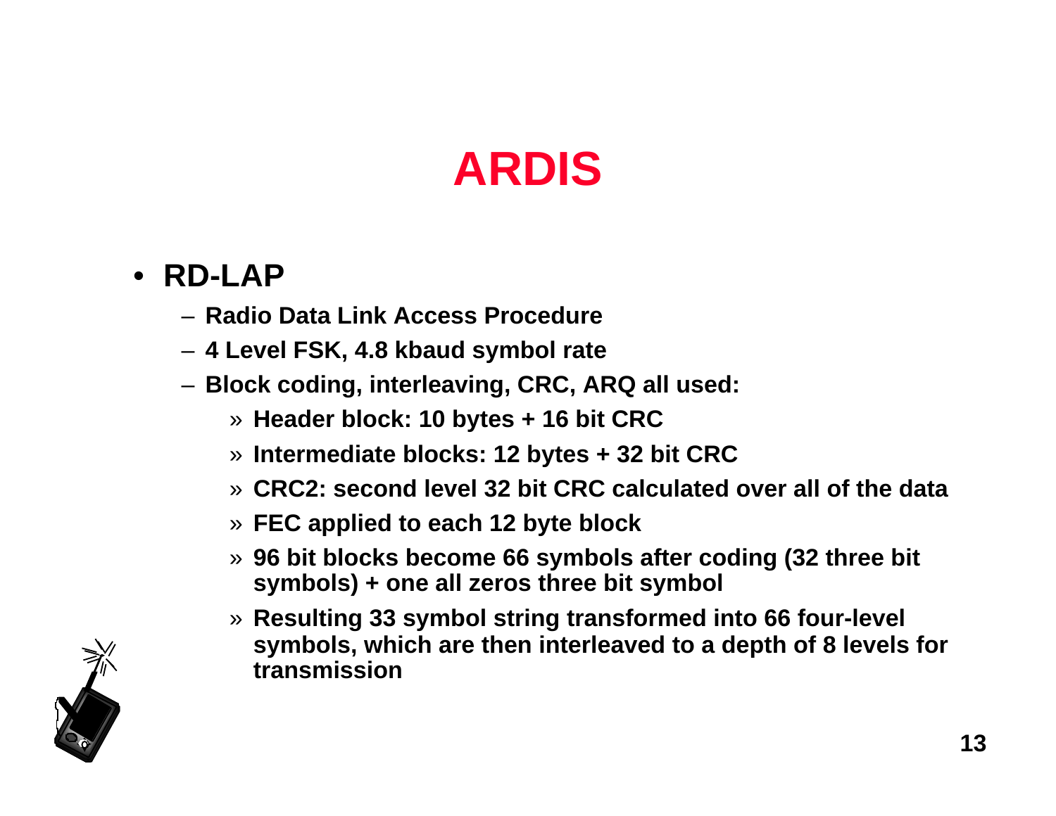# ARDIS

- **RD-LAP**
  - **Radio Data Link Access Procedure**
  - **4 Level FSK, 4.8 kbaud symbol rate**
  - **Block coding, interleaving, CRC, ARQ all used:**
    - **Header block: 10 bytes + 16 bit CRC**
    - **Intermediate blocks: 12 bytes + 32 bit CRC**
    - **CRC2: second level 32 bit CRC calculated over all of the data**
    - **FEC applied to each 12 byte block**
    - **96 bit blocks become 66 symbols after coding (32 three bit symbols) + one all zeros three bit symbol**
    - **Resulting 33 symbol string transformed into 66 four-level symbols, which are then interleaved to a depth of 8 levels for transmission**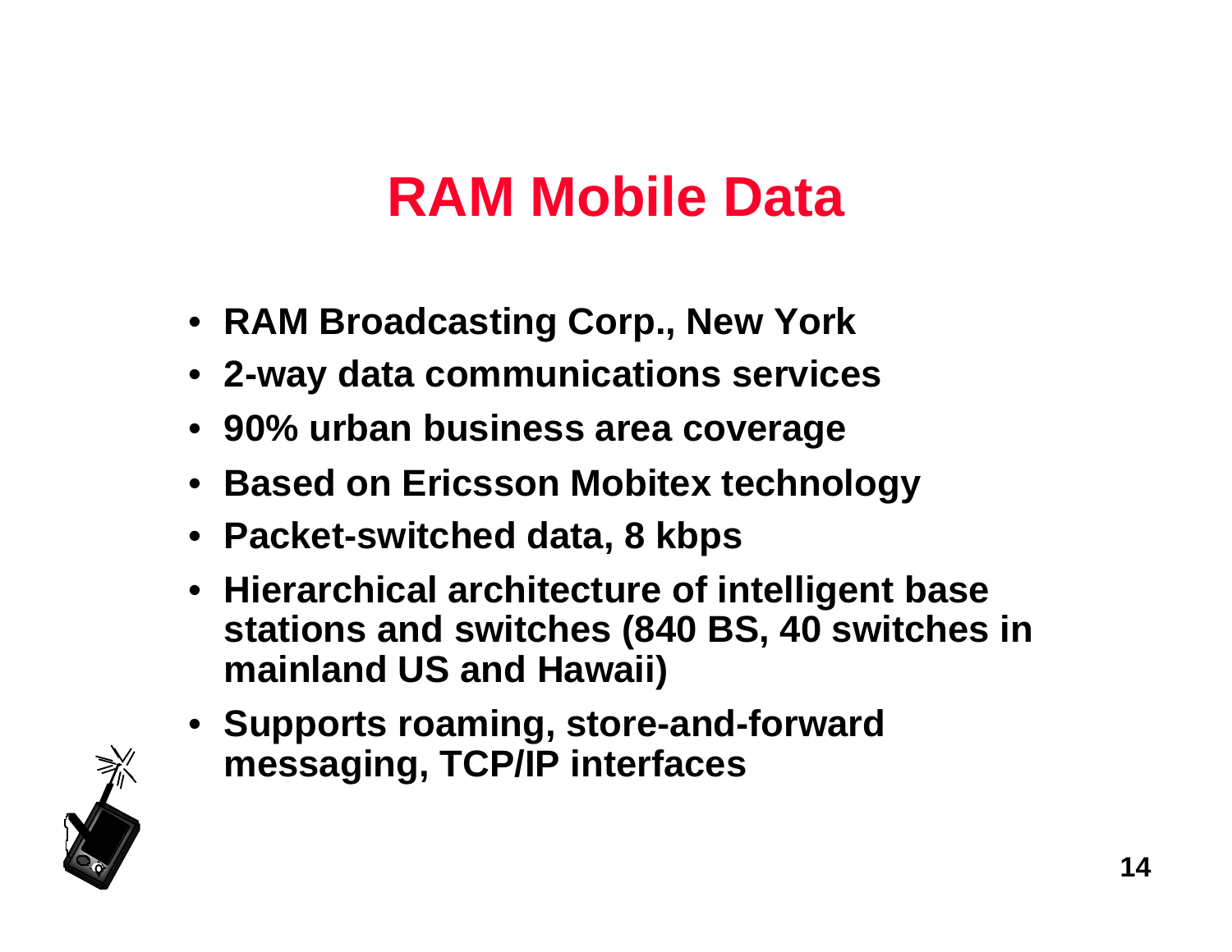# RAM Mobile Data

- RAM Broadcasting Corp., New York
- 2-way data communications services
- 90% urban business area coverage
- Based on Ericsson Mobitex technology
- Packet-switched data, 8 kbps
- Hierarchical architecture of intelligent base stations and switches (840 BS, 40 switches in mainland US and Hawaii)
- Supports roaming, store-and-forward messaging, TCP/IP interfaces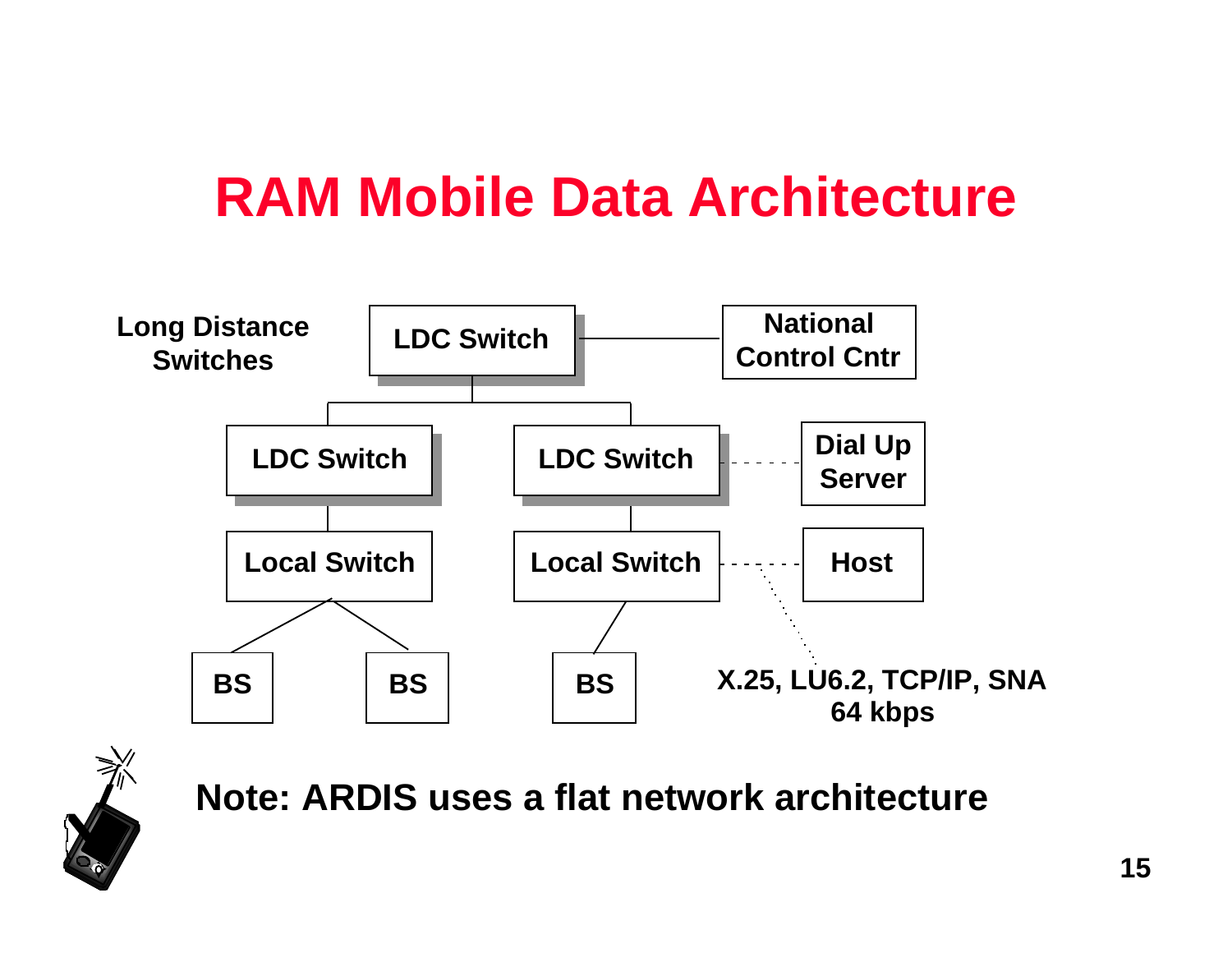# RAM Mobile Data Architecture

Long Distance Switches

LDC Switch — National Control Cntr

LDC Switch | LDC Switch — Dial Up Server

Local Switch | Local Switch — Host

BS | BS | BS

X.25, LU6.2, TCP/IP, SNA
64 kbps

**Note: ARDIS uses a flat network architecture**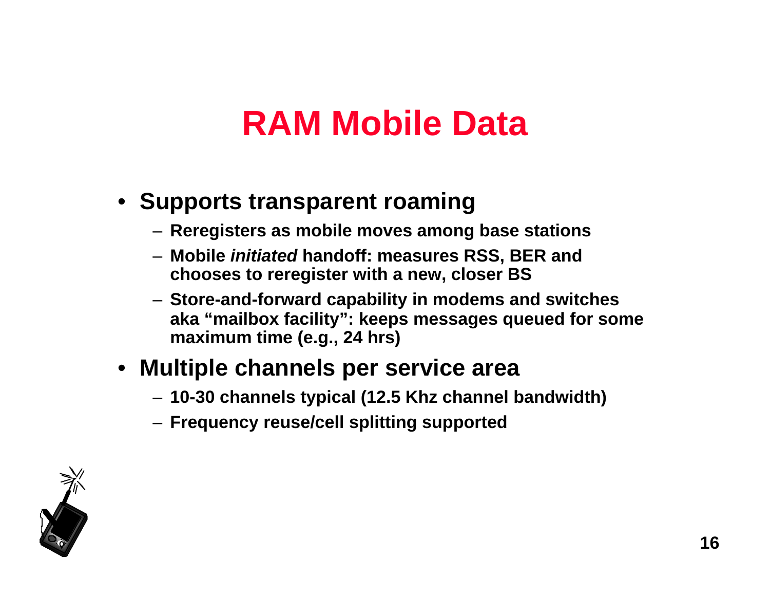# RAM Mobile Data

- **Supports transparent roaming**
  - **Reregisters as mobile moves among base stations**
  - **Mobile *initiated* handoff: measures RSS, BER and chooses to reregister with a new, closer BS**
  - **Store-and-forward capability in modems and switches aka "mailbox facility": keeps messages queued for some maximum time (e.g., 24 hrs)**
- **Multiple channels per service area**
  - **10-30 channels typical (12.5 Khz channel bandwidth)**
  - **Frequency reuse/cell splitting supported**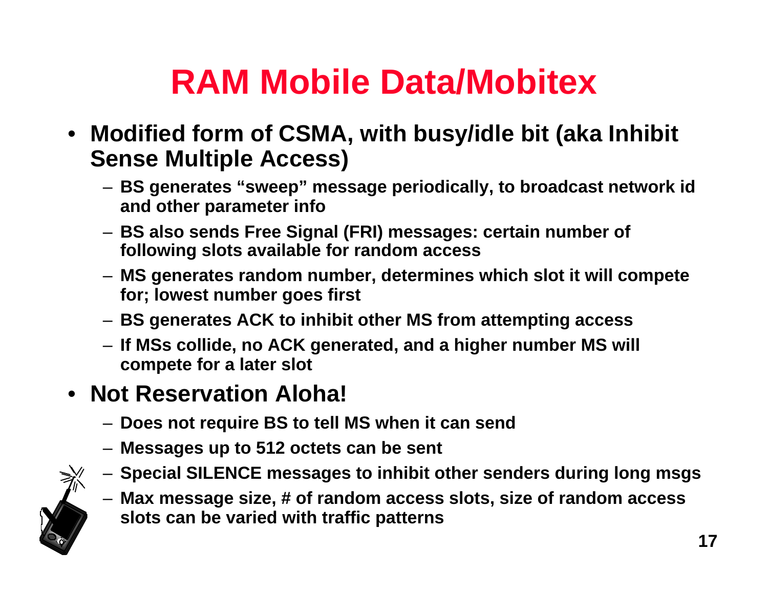# RAM Mobile Data/Mobitex

- **Modified form of CSMA, with busy/idle bit (aka Inhibit Sense Multiple Access)**
  - BS generates "sweep" message periodically, to broadcast network id and other parameter info
  - BS also sends Free Signal (FRI) messages: certain number of following slots available for random access
  - MS generates random number, determines which slot it will compete for; lowest number goes first
  - BS generates ACK to inhibit other MS from attempting access
  - If MSs collide, no ACK generated, and a higher number MS will compete for a later slot
- **Not Reservation Aloha!**
  - Does not require BS to tell MS when it can send
  - Messages up to 512 octets can be sent
  - Special SILENCE messages to inhibit other senders during long msgs
  - Max message size, # of random access slots, size of random access slots can be varied with traffic patterns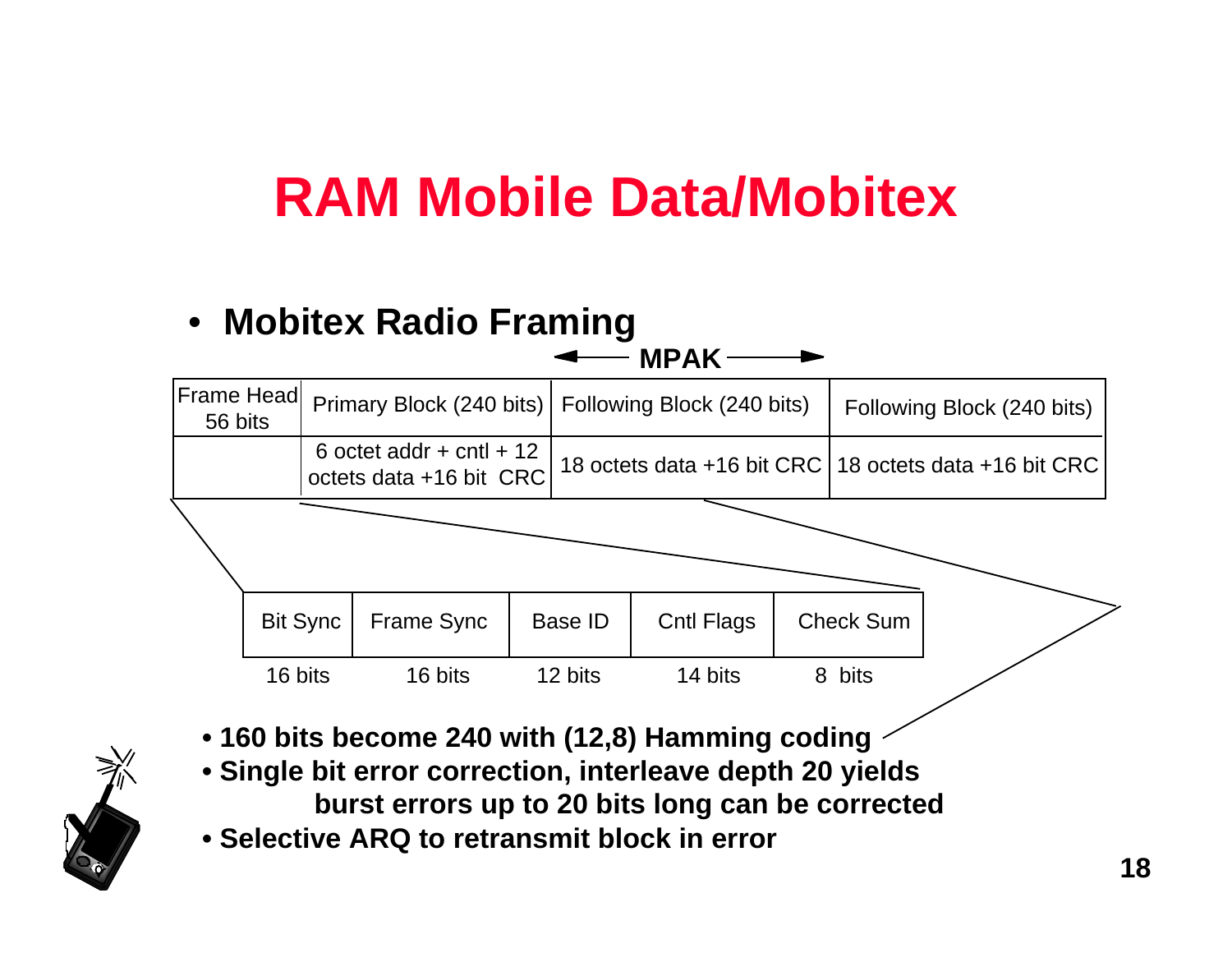# RAM Mobile Data/Mobitex

- **Mobitex Radio Framing**

MPAK

| Frame Head 56 bits | Primary Block (240 bits) | Following Block (240 bits) | Following Block (240 bits) |
|---|---|---|---|
| | 6 octet addr + cntl + 12 octets data +16 bit CRC | 18 octets data +16 bit CRC | 18 octets data +16 bit CRC |

| Bit Sync | Frame Sync | Base ID | Cntl Flags | Check Sum |
|---|---|---|---|---|
| 16 bits | 16 bits | 12 bits | 14 bits | 8 bits |

- **160 bits become 240 with (12,8) Hamming coding**
- **Single bit error correction, interleave depth 20 yields burst errors up to 20 bits long can be corrected**
- **Selective ARQ to retransmit block in error**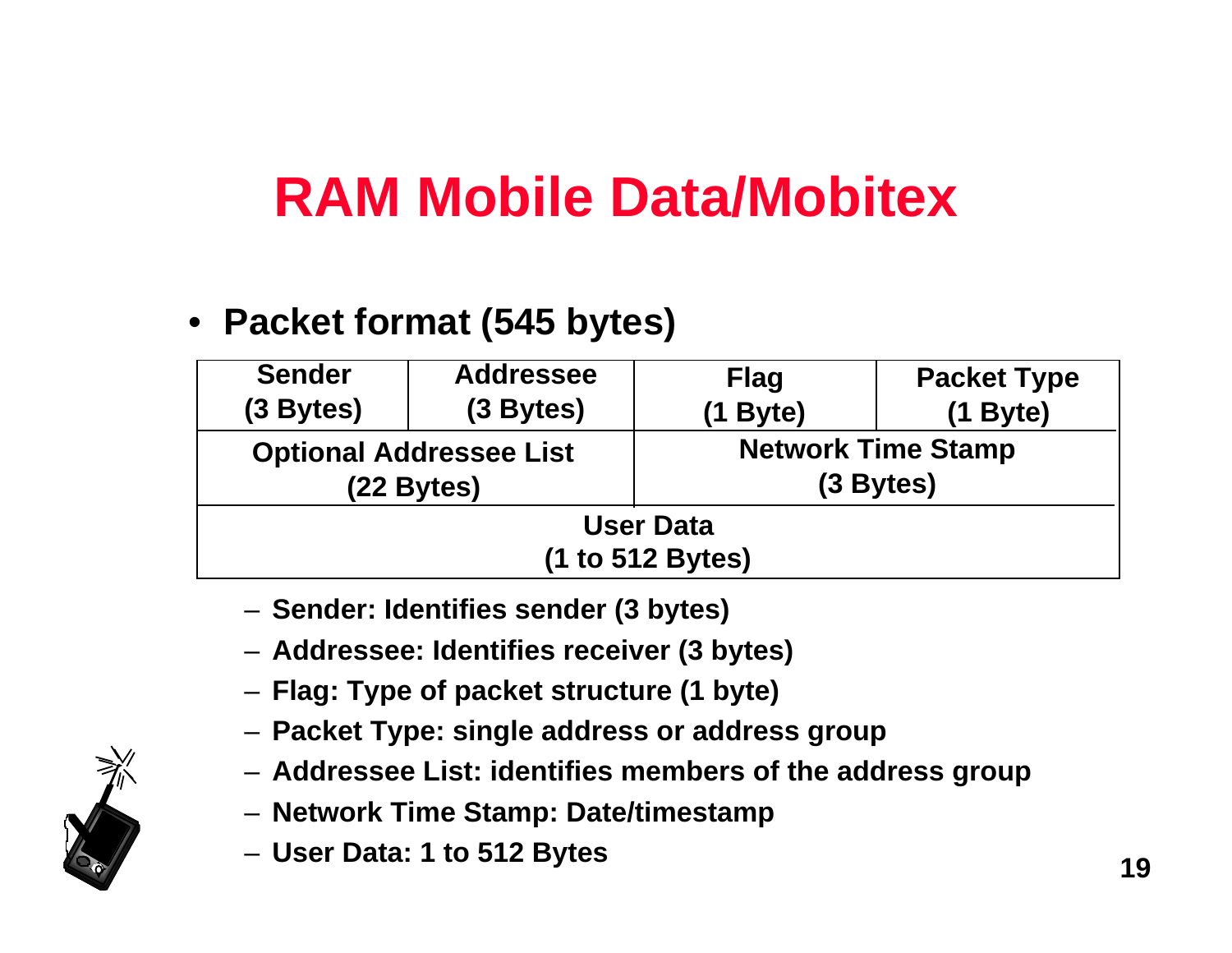# RAM Mobile Data/Mobitex

- **Packet format (545 bytes)**

| Sender (3 Bytes) | Addressee (3 Bytes) | Flag (1 Byte) | Packet Type (1 Byte) |
|---|---|---|---|
| Optional Addressee List (22 Bytes) | | Network Time Stamp (3 Bytes) | |
| User Data (1 to 512 Bytes) | | | |

  - **Sender: Identifies sender (3 bytes)**
  - **Addressee: Identifies receiver (3 bytes)**
  - **Flag: Type of packet structure (1 byte)**
  - **Packet Type: single address or address group**
  - **Addressee List: identifies members of the address group**
  - **Network Time Stamp: Date/timestamp**
  - **User Data: 1 to 512 Bytes**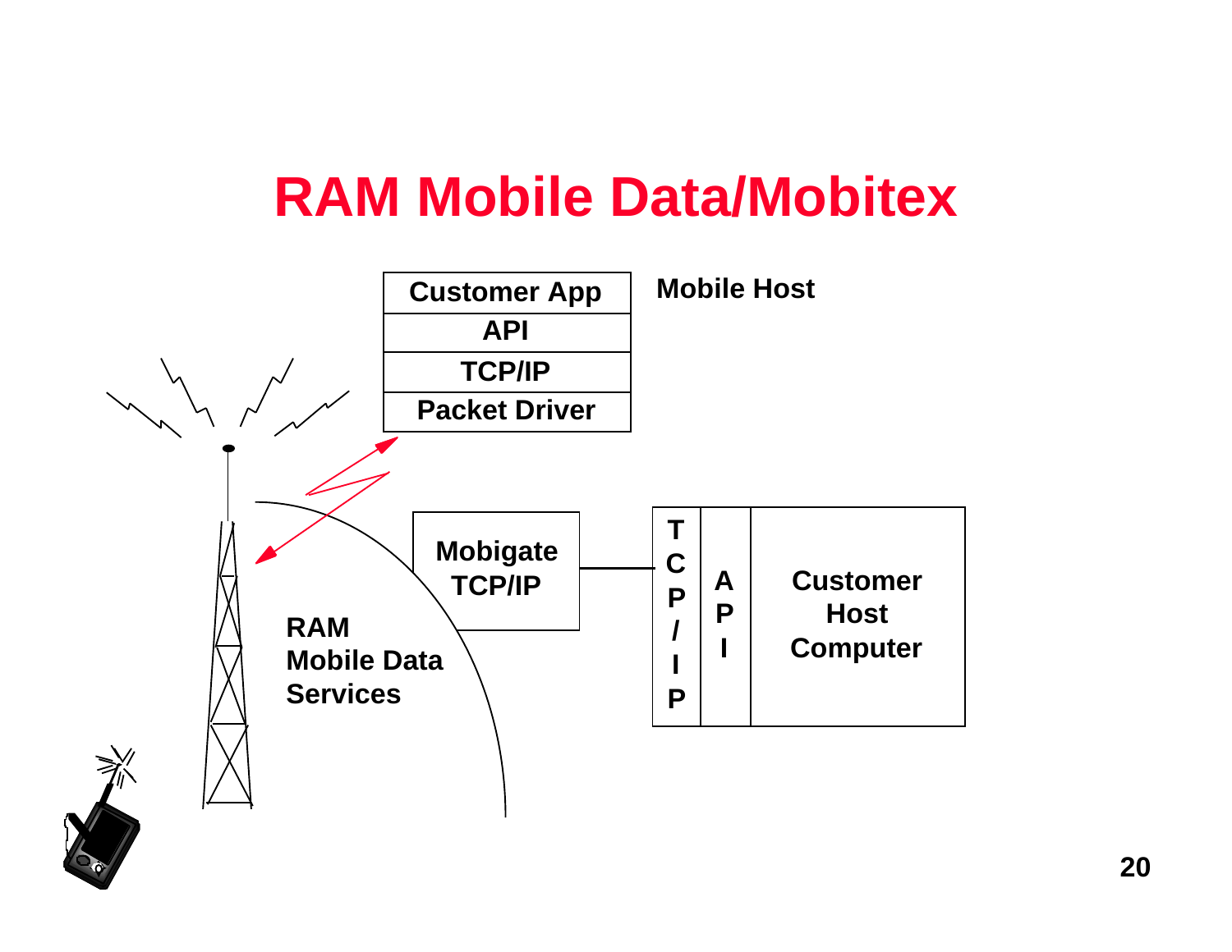# RAM Mobile Data/Mobitex

Customer App

API

TCP/IP

Packet Driver

Mobile Host

Mobigate TCP/IP

TCP/IP

API

Customer Host Computer

RAM Mobile Data Services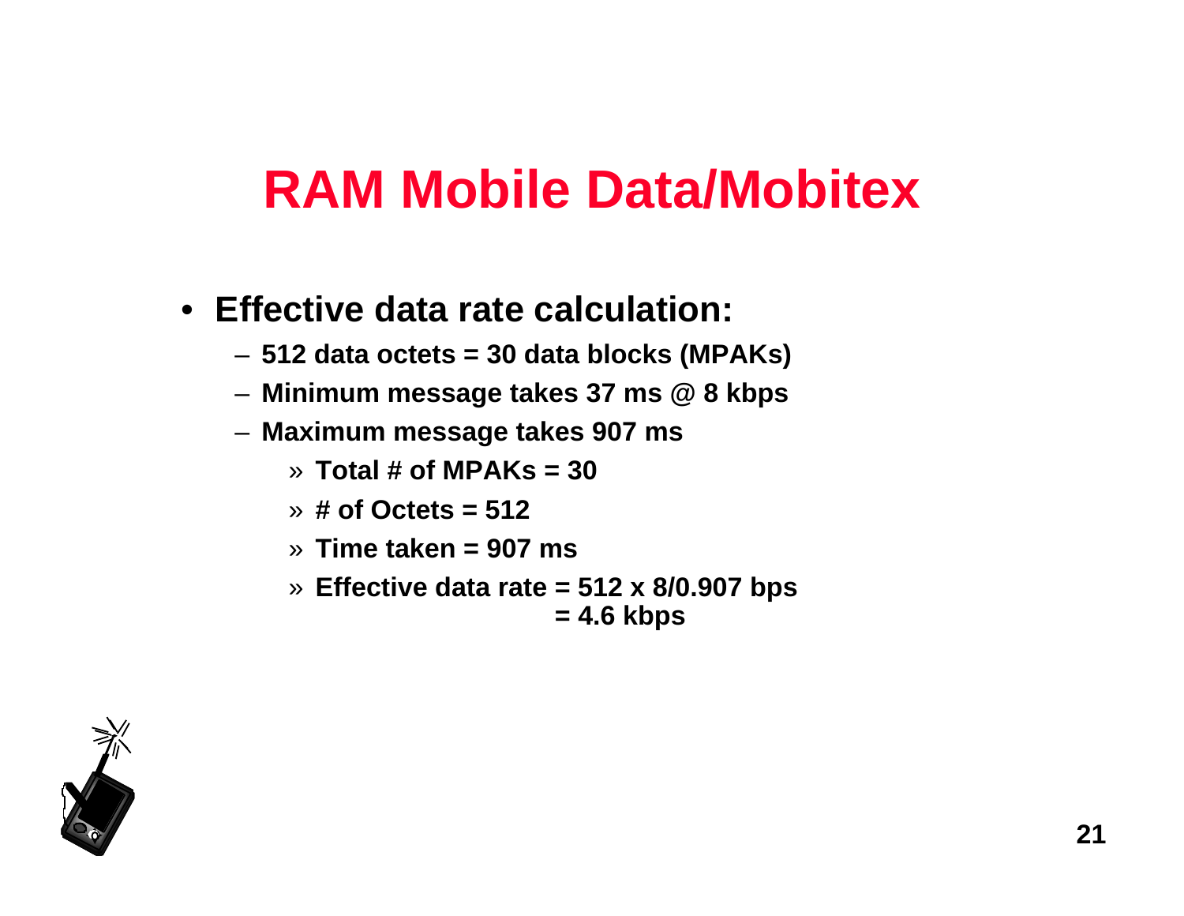# RAM Mobile Data/Mobitex

- **Effective data rate calculation:**
  - **512 data octets = 30 data blocks (MPAKs)**
  - **Minimum message takes 37 ms @ 8 kbps**
  - **Maximum message takes 907 ms**
    - » **Total # of MPAKs = 30**
    - » **# of Octets = 512**
    - » **Time taken = 907 ms**
    - » **Effective data rate = 512 x 8/0.907 bps = 4.6 kbps**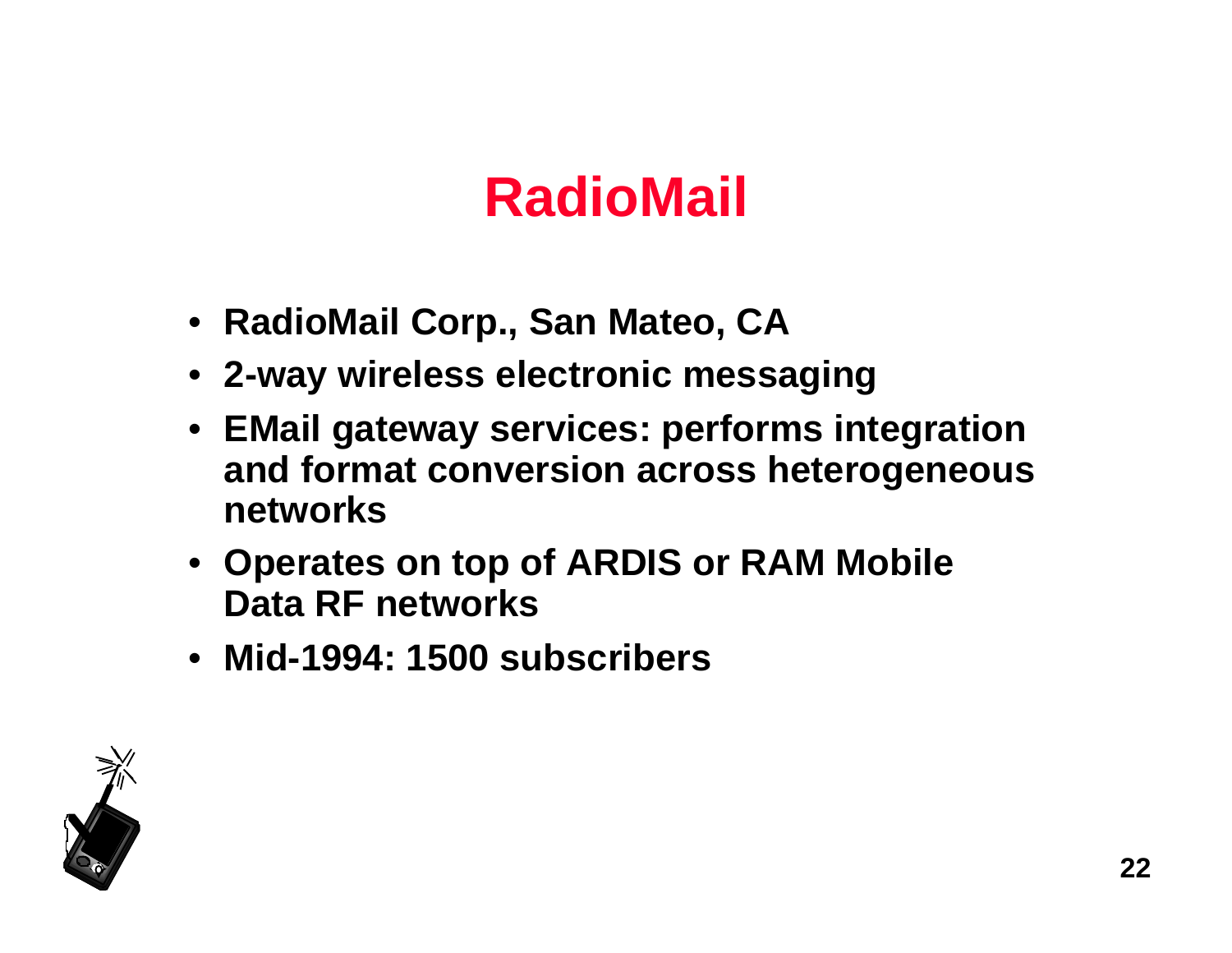# RadioMail

- RadioMail Corp., San Mateo, CA
- 2-way wireless electronic messaging
- EMail gateway services: performs integration and format conversion across heterogeneous networks
- Operates on top of ARDIS or RAM Mobile Data RF networks
- Mid-1994: 1500 subscribers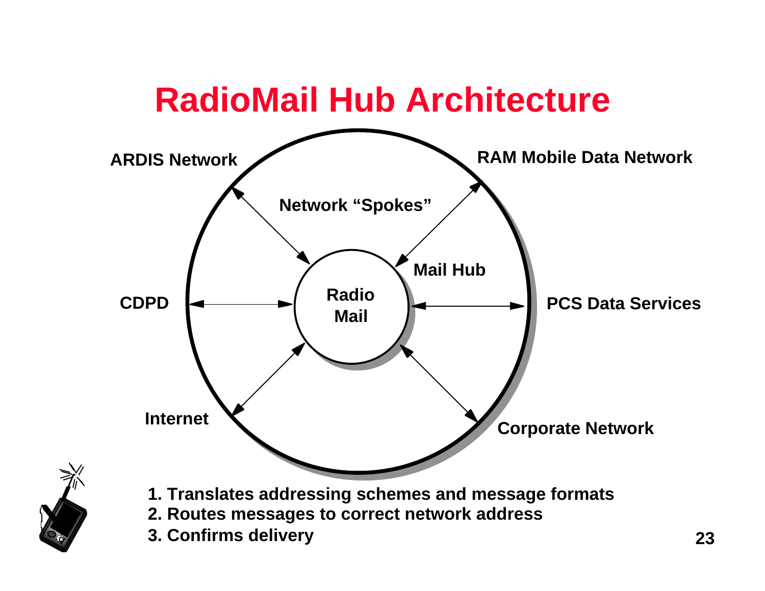# RadioMail Hub Architecture

ARDIS Network

RAM Mobile Data Network

Network "Spokes"

Mail Hub

Radio Mail

CDPD

PCS Data Services

Internet

Corporate Network

1. Translates addressing schemes and message formats
2. Routes messages to correct network address
3. Confirms delivery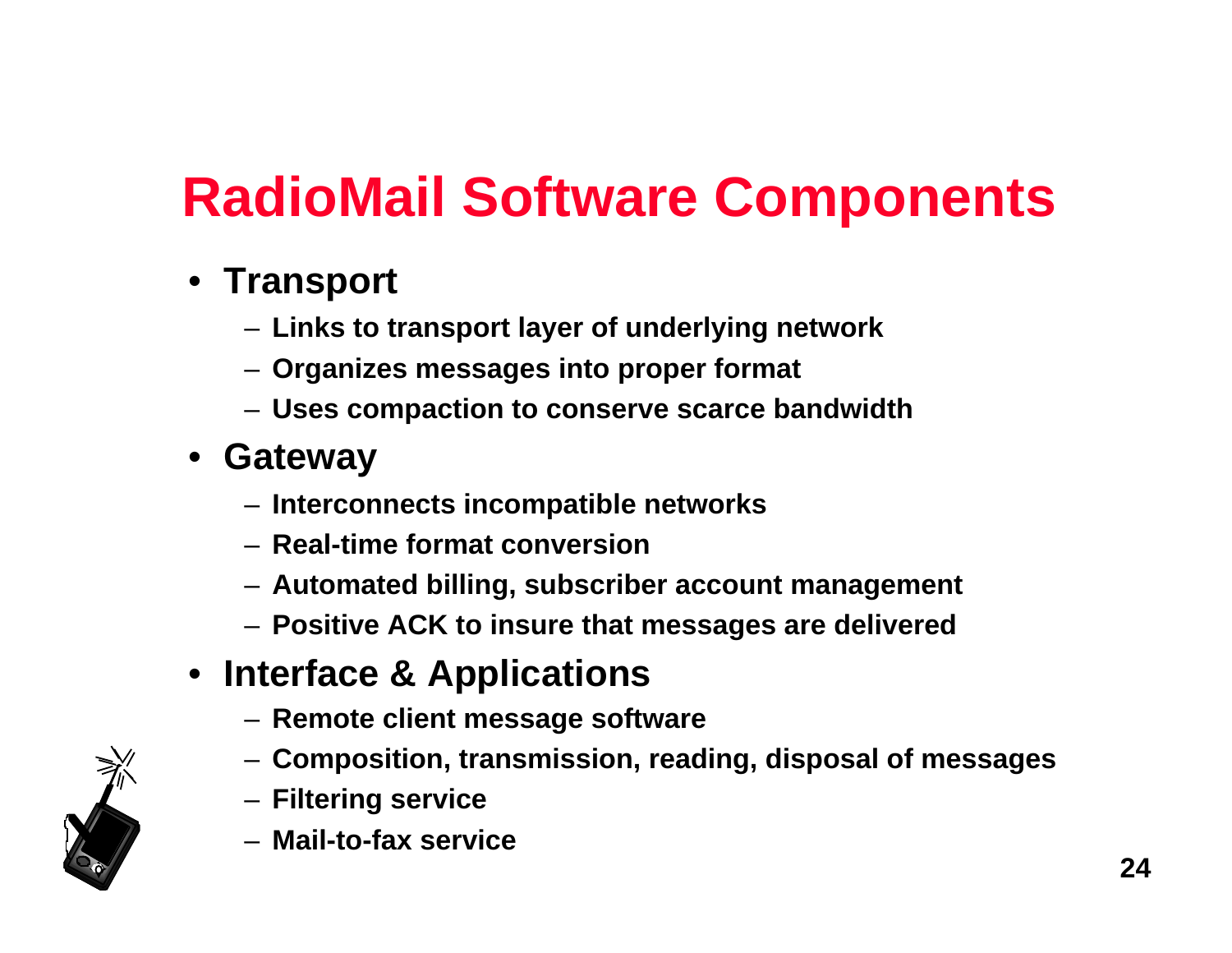# RadioMail Software Components

- **Transport**
  - **Links to transport layer of underlying network**
  - **Organizes messages into proper format**
  - **Uses compaction to conserve scarce bandwidth**
- **Gateway**
  - **Interconnects incompatible networks**
  - **Real-time format conversion**
  - **Automated billing, subscriber account management**
  - **Positive ACK to insure that messages are delivered**
- **Interface & Applications**
  - **Remote client message software**
  - **Composition, transmission, reading, disposal of messages**
  - **Filtering service**
  - **Mail-to-fax service**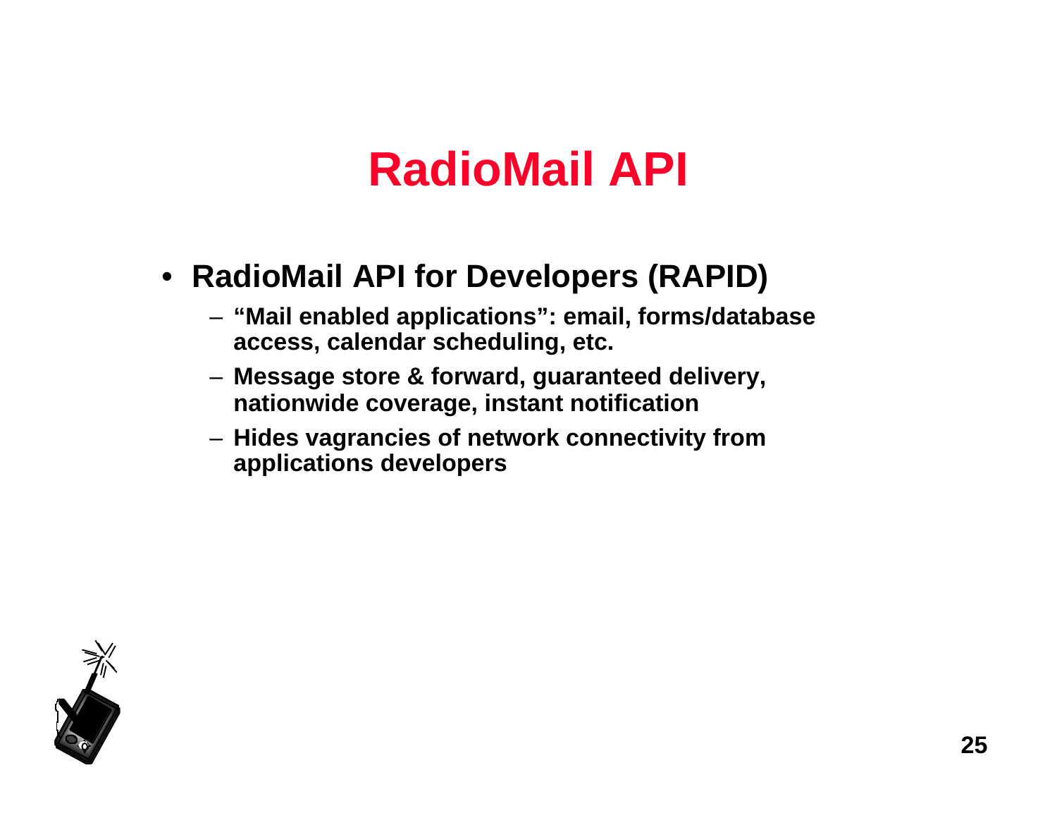# RadioMail API

- **RadioMail API for Developers (RAPID)**
  - **"Mail enabled applications": email, forms/database access, calendar scheduling, etc.**
  - **Message store & forward, guaranteed delivery, nationwide coverage, instant notification**
  - **Hides vagrancies of network connectivity from applications developers**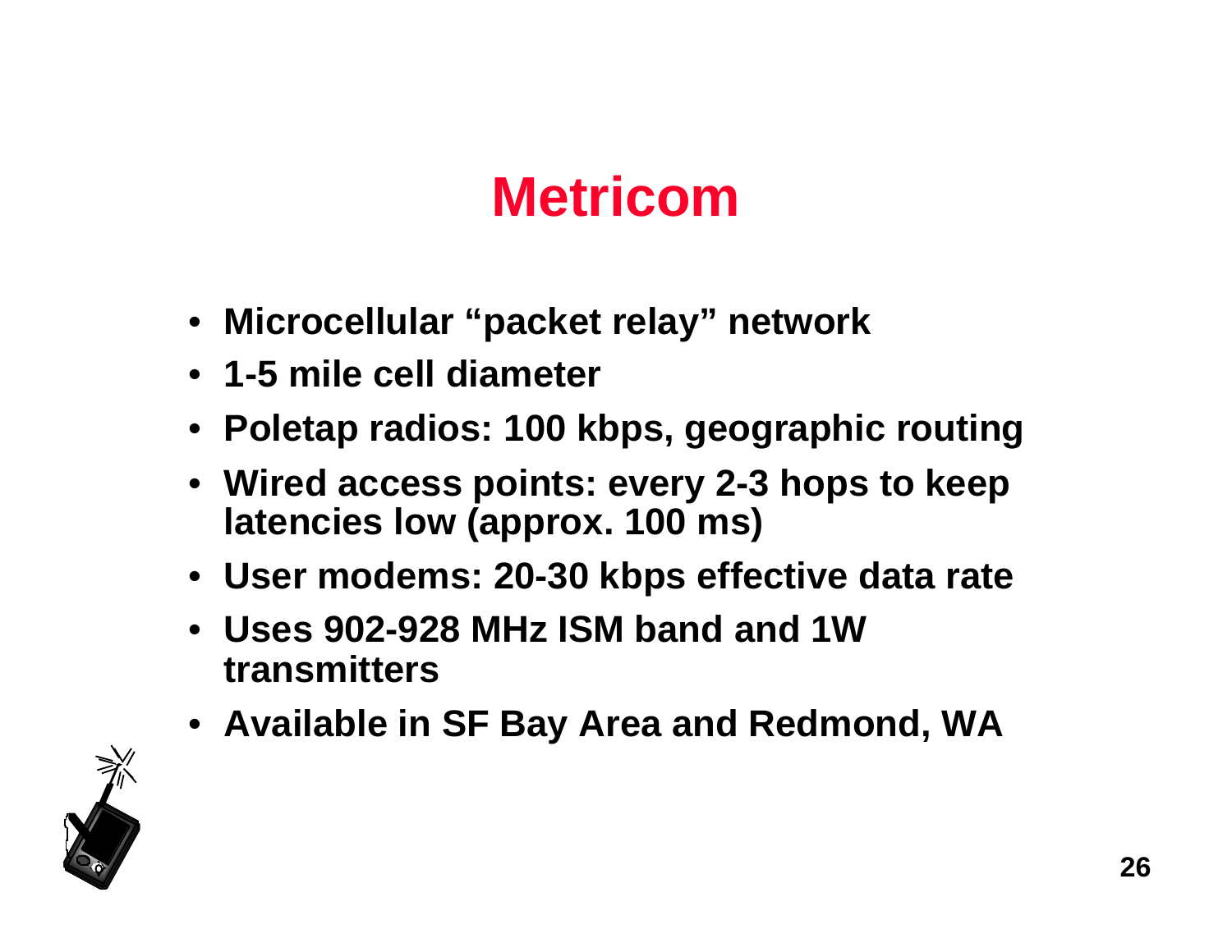# Metricom

- **Microcellular "packet relay" network**
- **1-5 mile cell diameter**
- **Poletap radios: 100 kbps, geographic routing**
- **Wired access points: every 2-3 hops to keep latencies low (approx. 100 ms)**
- **User modems: 20-30 kbps effective data rate**
- **Uses 902-928 MHz ISM band and 1W transmitters**
- **Available in SF Bay Area and Redmond, WA**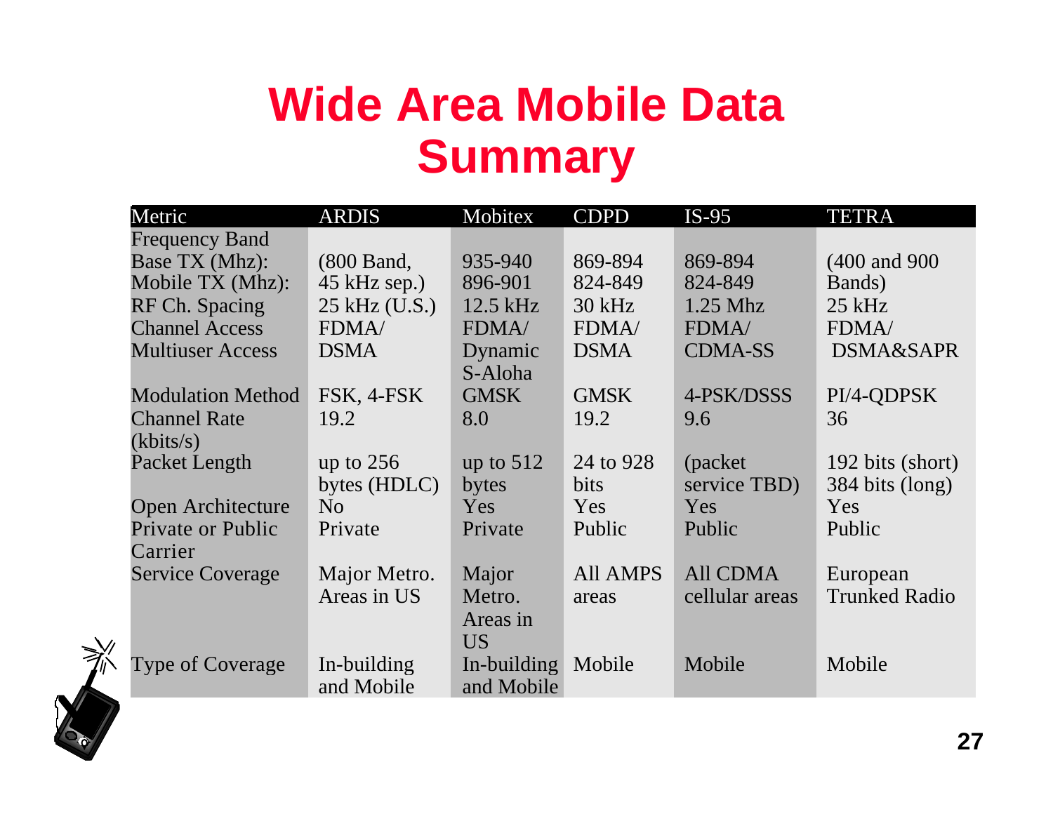# Wide Area Mobile Data Summary

| Metric | ARDIS | Mobitex | CDPD | IS-95 | TETRA |
|---|---|---|---|---|---|
| Frequency Band | | | | | |
| Base TX (Mhz): | (800 Band, | 935-940 | 869-894 | 869-894 | (400 and 900 |
| Mobile TX (Mhz): | 45 kHz sep.) | 896-901 | 824-849 | 824-849 | Bands) |
| RF Ch. Spacing | 25 kHz (U.S.) | 12.5 kHz | 30 kHz | 1.25 Mhz | 25 kHz |
| Channel Access | FDMA/ | FDMA/ | FDMA/ | FDMA/ | FDMA/ |
| Multiuser Access | DSMA | Dynamic S-Aloha | DSMA | CDMA-SS | DSMA&SAPR |
| Modulation Method | FSK, 4-FSK | GMSK | GMSK | 4-PSK/DSSS | PI/4-QDPSK |
| Channel Rate (kbits/s) | 19.2 | 8.0 | 19.2 | 9.6 | 36 |
| Packet Length | up to 256 bytes (HDLC) | up to 512 bytes | 24 to 928 bits | (packet service TBD) | 192 bits (short) 384 bits (long) |
| Open Architecture | No | Yes | Yes | Yes | Yes |
| Private or Public Carrier | Private | Private | Public | Public | Public |
| Service Coverage | Major Metro. Areas in US | Major Metro. Areas in US | All AMPS areas | All CDMA cellular areas | European Trunked Radio |
| Type of Coverage | In-building and Mobile | In-building and Mobile | Mobile | Mobile | Mobile |